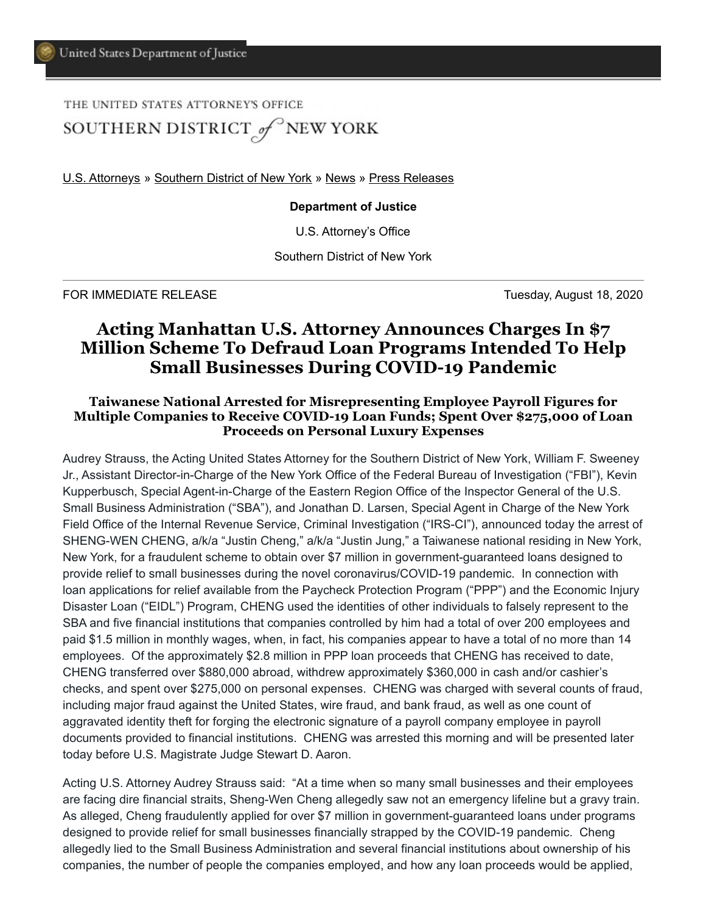United States Department of Justice

THE UNITED STATES ATTORNEY'S OFFICE

SOUTHERN DISTRICT *of* NEW YORK

U.S. Attorneys » Southern District of New York » News » Press Releases

**Department of Justice**

U.S. Attorney's Office

Southern District of New York

---

FOR IMMEDIATE RELEASE Tuesday, August 18, 2020

# Acting Manhattan U.S. Attorney Announces Charges In $7 Million Scheme To Defraud Loan Programs Intended To Help Small Businesses During COVID-19 Pandemic

### Taiwanese National Arrested for Misrepresenting Employee Payroll Figures for Multiple Companies to Receive COVID-19 Loan Funds; Spent Over $275,000 of Loan Proceeds on Personal Luxury Expenses

Audrey Strauss, the Acting United States Attorney for the Southern District of New York, William F. Sweeney Jr., Assistant Director-in-Charge of the New York Office of the Federal Bureau of Investigation ("FBI"), Kevin Kupperbusch, Special Agent-in-Charge of the Eastern Region Office of the Inspector General of the U.S. Small Business Administration ("SBA"), and Jonathan D. Larsen, Special Agent in Charge of the New York Field Office of the Internal Revenue Service, Criminal Investigation ("IRS-CI"), announced today the arrest of SHENG-WEN CHENG, a/k/a "Justin Cheng," a/k/a "Justin Jung," a Taiwanese national residing in New York, New York, for a fraudulent scheme to obtain over $7 million in government-guaranteed loans designed to provide relief to small businesses during the novel coronavirus/COVID-19 pandemic. In connection with loan applications for relief available from the Paycheck Protection Program ("PPP") and the Economic Injury Disaster Loan ("EIDL") Program, CHENG used the identities of other individuals to falsely represent to the SBA and five financial institutions that companies controlled by him had a total of over 200 employees and paid $1.5 million in monthly wages, when, in fact, his companies appear to have a total of no more than 14 employees. Of the approximately $2.8 million in PPP loan proceeds that CHENG has received to date, CHENG transferred over $880,000 abroad, withdrew approximately $360,000 in cash and/or cashier's checks, and spent over $275,000 on personal expenses. CHENG was charged with several counts of fraud, including major fraud against the United States, wire fraud, and bank fraud, as well as one count of aggravated identity theft for forging the electronic signature of a payroll company employee in payroll documents provided to financial institutions. CHENG was arrested this morning and will be presented later today before U.S. Magistrate Judge Stewart D. Aaron.

Acting U.S. Attorney Audrey Strauss said: "At a time when so many small businesses and their employees are facing dire financial straits, Sheng-Wen Cheng allegedly saw not an emergency lifeline but a gravy train. As alleged, Cheng fraudulently applied for over $7 million in government-guaranteed loans under programs designed to provide relief for small businesses financially strapped by the COVID-19 pandemic. Cheng allegedly lied to the Small Business Administration and several financial institutions about ownership of his companies, the number of people the companies employed, and how any loan proceeds would be applied,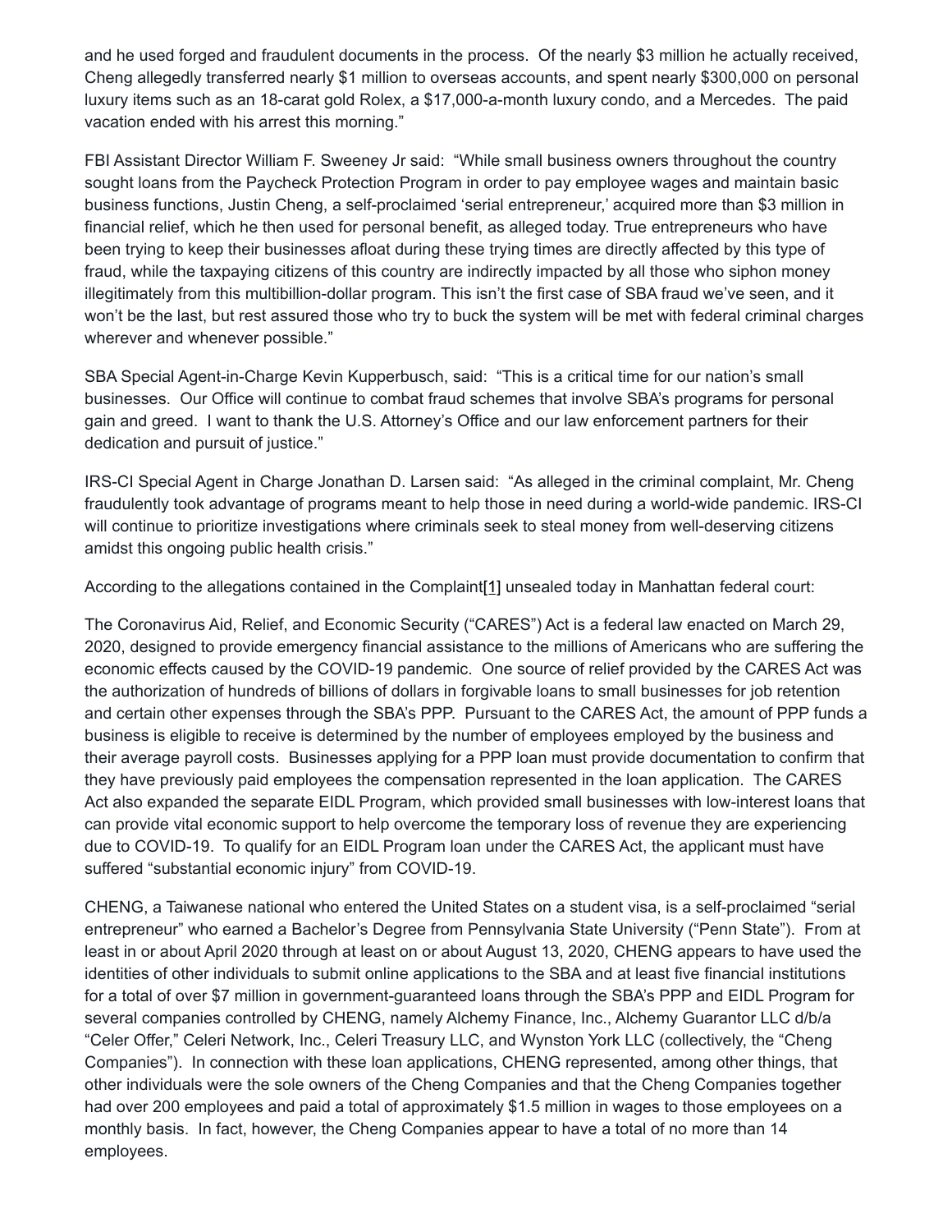and he used forged and fraudulent documents in the process. Of the nearly $3 million he actually received, Cheng allegedly transferred nearly $1 million to overseas accounts, and spent nearly $300,000 on personal luxury items such as an 18-carat gold Rolex, a $17,000-a-month luxury condo, and a Mercedes. The paid vacation ended with his arrest this morning."

FBI Assistant Director William F. Sweeney Jr said: "While small business owners throughout the country sought loans from the Paycheck Protection Program in order to pay employee wages and maintain basic business functions, Justin Cheng, a self-proclaimed 'serial entrepreneur,' acquired more than $3 million in financial relief, which he then used for personal benefit, as alleged today. True entrepreneurs who have been trying to keep their businesses afloat during these trying times are directly affected by this type of fraud, while the taxpaying citizens of this country are indirectly impacted by all those who siphon money illegitimately from this multibillion-dollar program. This isn't the first case of SBA fraud we've seen, and it won't be the last, but rest assured those who try to buck the system will be met with federal criminal charges wherever and whenever possible."

SBA Special Agent-in-Charge Kevin Kupperbusch, said: "This is a critical time for our nation's small businesses. Our Office will continue to combat fraud schemes that involve SBA's programs for personal gain and greed. I want to thank the U.S. Attorney's Office and our law enforcement partners for their dedication and pursuit of justice."

IRS-CI Special Agent in Charge Jonathan D. Larsen said: "As alleged in the criminal complaint, Mr. Cheng fraudulently took advantage of programs meant to help those in need during a world-wide pandemic. IRS-CI will continue to prioritize investigations where criminals seek to steal money from well-deserving citizens amidst this ongoing public health crisis."

According to the allegations contained in the Complaint[1] unsealed today in Manhattan federal court:

The Coronavirus Aid, Relief, and Economic Security ("CARES") Act is a federal law enacted on March 29, 2020, designed to provide emergency financial assistance to the millions of Americans who are suffering the economic effects caused by the COVID-19 pandemic. One source of relief provided by the CARES Act was the authorization of hundreds of billions of dollars in forgivable loans to small businesses for job retention and certain other expenses through the SBA's PPP. Pursuant to the CARES Act, the amount of PPP funds a business is eligible to receive is determined by the number of employees employed by the business and their average payroll costs. Businesses applying for a PPP loan must provide documentation to confirm that they have previously paid employees the compensation represented in the loan application. The CARES Act also expanded the separate EIDL Program, which provided small businesses with low-interest loans that can provide vital economic support to help overcome the temporary loss of revenue they are experiencing due to COVID-19. To qualify for an EIDL Program loan under the CARES Act, the applicant must have suffered "substantial economic injury" from COVID-19.

CHENG, a Taiwanese national who entered the United States on a student visa, is a self-proclaimed "serial entrepreneur" who earned a Bachelor's Degree from Pennsylvania State University ("Penn State"). From at least in or about April 2020 through at least on or about August 13, 2020, CHENG appears to have used the identities of other individuals to submit online applications to the SBA and at least five financial institutions for a total of over $7 million in government-guaranteed loans through the SBA's PPP and EIDL Program for several companies controlled by CHENG, namely Alchemy Finance, Inc., Alchemy Guarantor LLC d/b/a "Celer Offer," Celeri Network, Inc., Celeri Treasury LLC, and Wynston York LLC (collectively, the "Cheng Companies"). In connection with these loan applications, CHENG represented, among other things, that other individuals were the sole owners of the Cheng Companies and that the Cheng Companies together had over 200 employees and paid a total of approximately $1.5 million in wages to those employees on a monthly basis. In fact, however, the Cheng Companies appear to have a total of no more than 14 employees.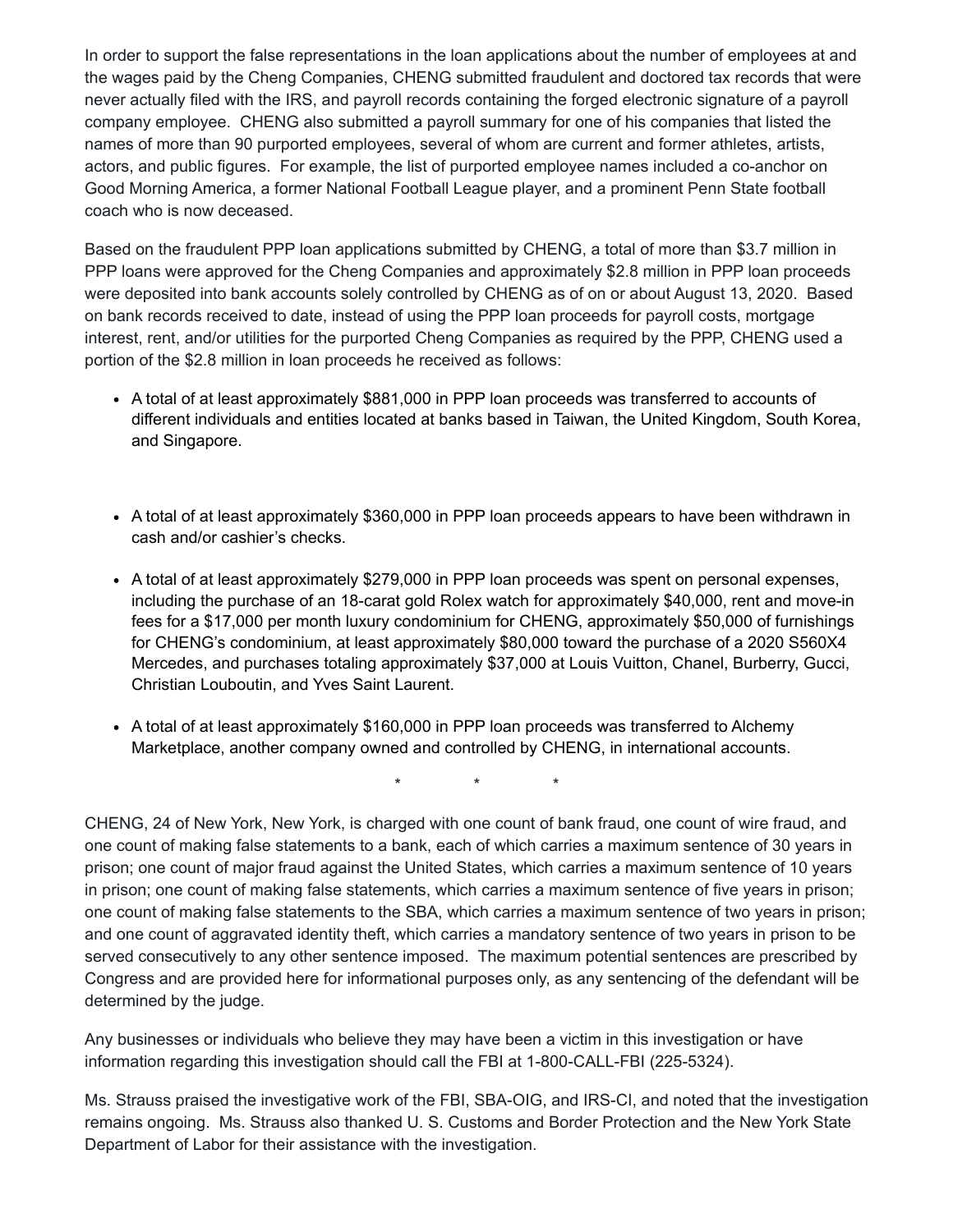In order to support the false representations in the loan applications about the number of employees at and the wages paid by the Cheng Companies, CHENG submitted fraudulent and doctored tax records that were never actually filed with the IRS, and payroll records containing the forged electronic signature of a payroll company employee. CHENG also submitted a payroll summary for one of his companies that listed the names of more than 90 purported employees, several of whom are current and former athletes, artists, actors, and public figures. For example, the list of purported employee names included a co-anchor on Good Morning America, a former National Football League player, and a prominent Penn State football coach who is now deceased.

Based on the fraudulent PPP loan applications submitted by CHENG, a total of more than $3.7 million in PPP loans were approved for the Cheng Companies and approximately $2.8 million in PPP loan proceeds were deposited into bank accounts solely controlled by CHENG as of on or about August 13, 2020. Based on bank records received to date, instead of using the PPP loan proceeds for payroll costs, mortgage interest, rent, and/or utilities for the purported Cheng Companies as required by the PPP, CHENG used a portion of the $2.8 million in loan proceeds he received as follows:

- A total of at least approximately $881,000 in PPP loan proceeds was transferred to accounts of different individuals and entities located at banks based in Taiwan, the United Kingdom, South Korea, and Singapore.
- A total of at least approximately $360,000 in PPP loan proceeds appears to have been withdrawn in cash and/or cashier's checks.
- A total of at least approximately $279,000 in PPP loan proceeds was spent on personal expenses, including the purchase of an 18-carat gold Rolex watch for approximately $40,000, rent and move-in fees for a $17,000 per month luxury condominium for CHENG, approximately $50,000 of furnishings for CHENG's condominium, at least approximately $80,000 toward the purchase of a 2020 S560X4 Mercedes, and purchases totaling approximately $37,000 at Louis Vuitton, Chanel, Burberry, Gucci, Christian Louboutin, and Yves Saint Laurent.
- A total of at least approximately $160,000 in PPP loan proceeds was transferred to Alchemy Marketplace, another company owned and controlled by CHENG, in international accounts.

\* \* \*

CHENG, 24 of New York, New York, is charged with one count of bank fraud, one count of wire fraud, and one count of making false statements to a bank, each of which carries a maximum sentence of 30 years in prison; one count of major fraud against the United States, which carries a maximum sentence of 10 years in prison; one count of making false statements, which carries a maximum sentence of five years in prison; one count of making false statements to the SBA, which carries a maximum sentence of two years in prison; and one count of aggravated identity theft, which carries a mandatory sentence of two years in prison to be served consecutively to any other sentence imposed. The maximum potential sentences are prescribed by Congress and are provided here for informational purposes only, as any sentencing of the defendant will be determined by the judge.

Any businesses or individuals who believe they may have been a victim in this investigation or have information regarding this investigation should call the FBI at 1-800-CALL-FBI (225-5324).

Ms. Strauss praised the investigative work of the FBI, SBA-OIG, and IRS-CI, and noted that the investigation remains ongoing. Ms. Strauss also thanked U. S. Customs and Border Protection and the New York State Department of Labor for their assistance with the investigation.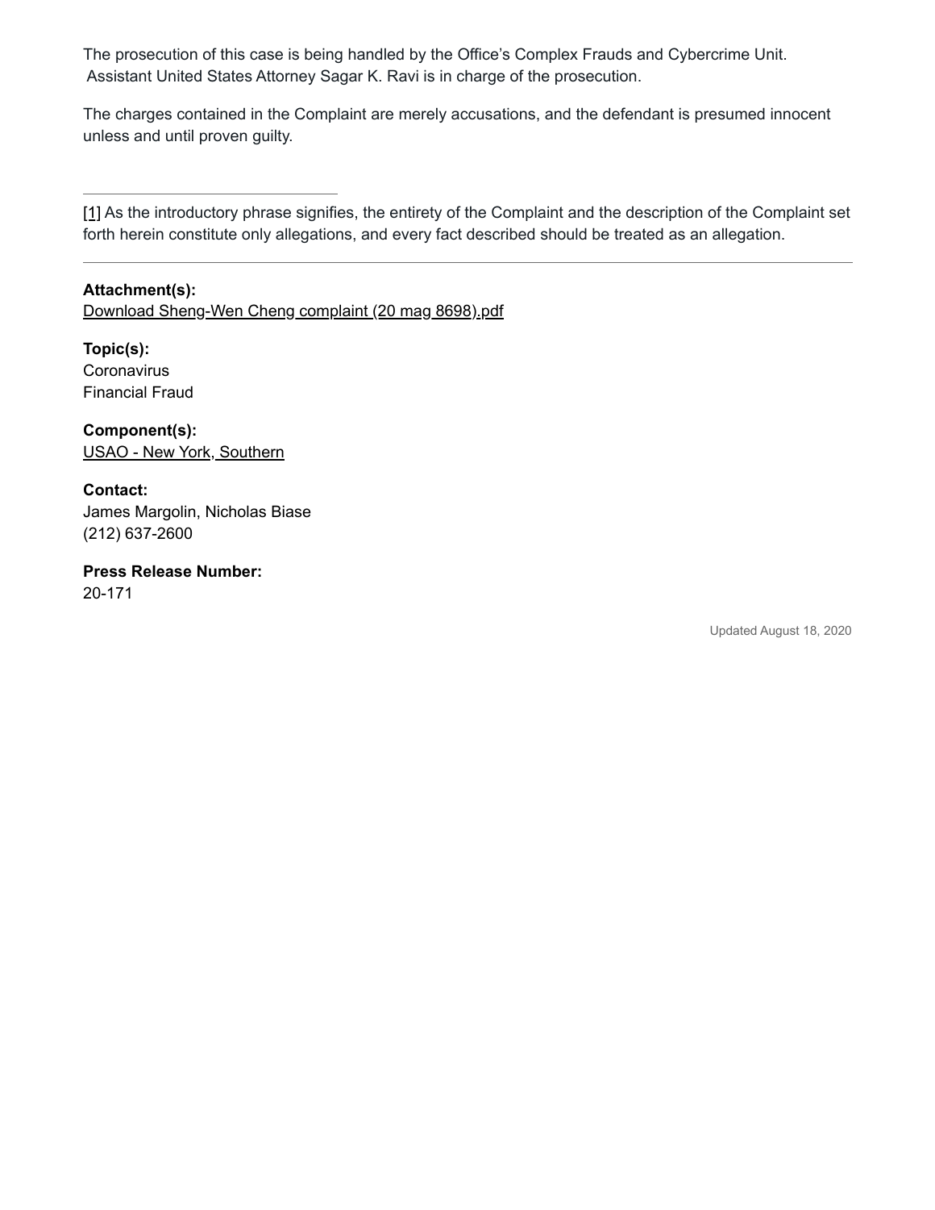The prosecution of this case is being handled by the Office's Complex Frauds and Cybercrime Unit. Assistant United States Attorney Sagar K. Ravi is in charge of the prosecution.

The charges contained in the Complaint are merely accusations, and the defendant is presumed innocent unless and until proven guilty.

---

[1] As the introductory phrase signifies, the entirety of the Complaint and the description of the Complaint set forth herein constitute only allegations, and every fact described should be treated as an allegation.

---

**Attachment(s):**
Download Sheng-Wen Cheng complaint (20 mag 8698).pdf

**Topic(s):**
Coronavirus
Financial Fraud

**Component(s):**
USAO - New York, Southern

**Contact:**
James Margolin, Nicholas Biase
(212) 637-2600

**Press Release Number:**
20-171

Updated August 18, 2020